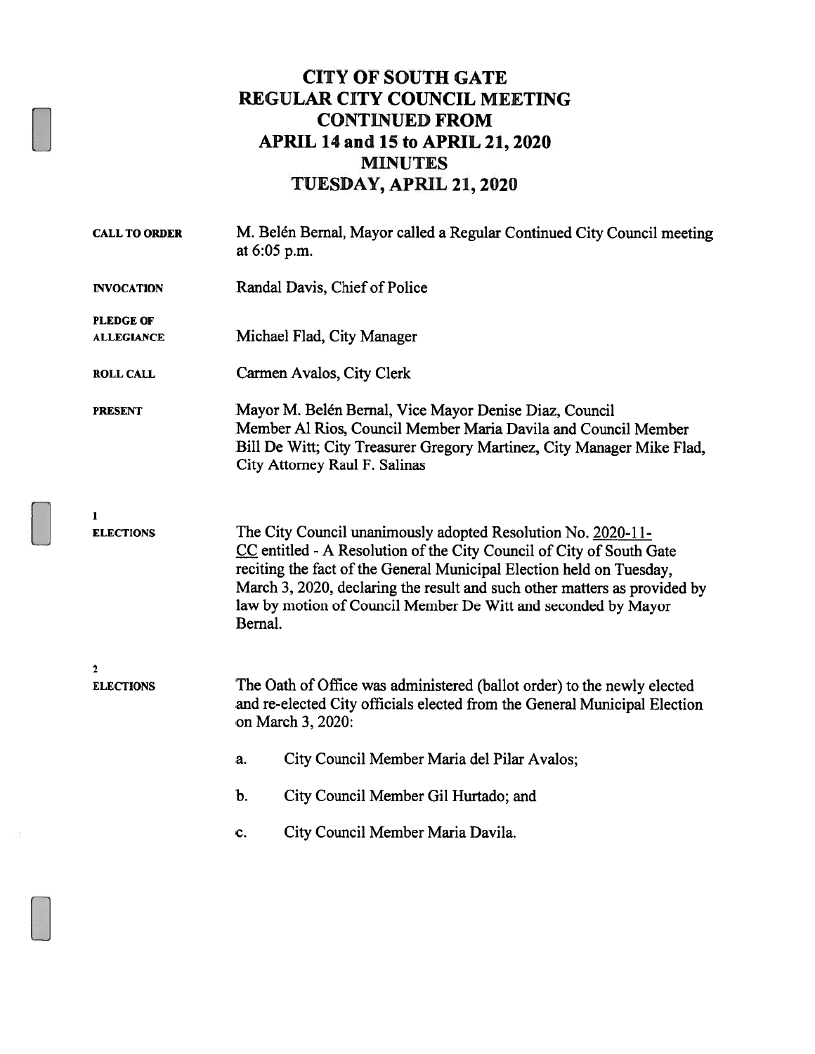# CITY OF SOUTH GATE
# REGULAR CITY COUNCIL MEETING
# CONTINUED FROM
# APRIL 14 and 15 to APRIL 21, 2020
# MINUTES
# TUESDAY, APRIL 21, 2020

**CALL TO ORDER** M. Belén Bernal, Mayor called a Regular Continued City Council meeting at 6:05 p.m.

**INVOCATION** Randal Davis, Chief of Police

**PLEDGE OF ALLEGIANCE** Michael Flad, City Manager

**ROLL CALL** Carmen Avalos, City Clerk

**PRESENT** Mayor M. Belén Bernal, Vice Mayor Denise Diaz, Council Member Al Rios, Council Member Maria Davila and Council Member Bill De Witt; City Treasurer Gregory Martinez, City Manager Mike Flad, City Attorney Raul F. Salinas

**1**
**ELECTIONS** The City Council unanimously adopted Resolution No. 2020-11-CC entitled - A Resolution of the City Council of City of South Gate reciting the fact of the General Municipal Election held on Tuesday, March 3, 2020, declaring the result and such other matters as provided by law by motion of Council Member De Witt and seconded by Mayor Bernal.

**2**
**ELECTIONS** The Oath of Office was administered (ballot order) to the newly elected and re-elected City officials elected from the General Municipal Election on March 3, 2020:

a. City Council Member Maria del Pilar Avalos;

b. City Council Member Gil Hurtado; and

c. City Council Member Maria Davila.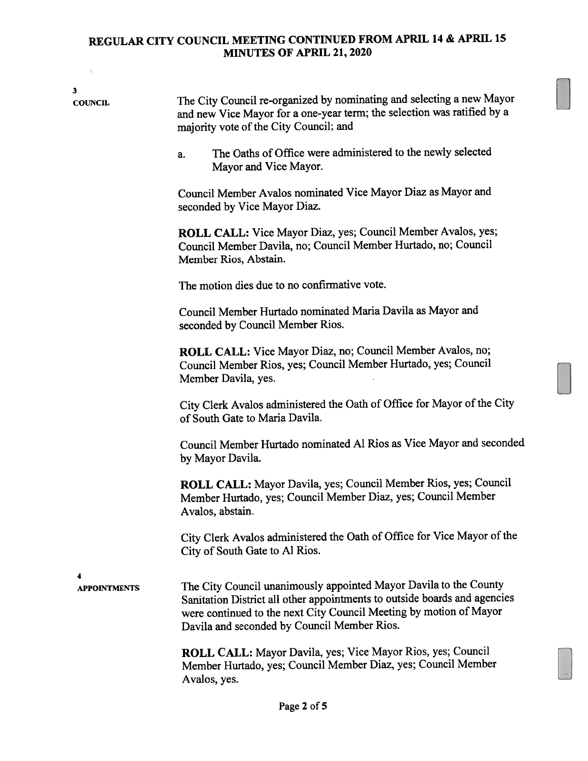**3**
**COUNCIL**

The City Council re-organized by nominating and selecting a new Mayor and new Vice Mayor for a one-year term; the selection was ratified by a majority vote of the City Council; and

a. The Oaths of Office were administered to the newly selected Mayor and Vice Mayor.

Council Member Avalos nominated Vice Mayor Diaz as Mayor and seconded by Vice Mayor Diaz.

**ROLL CALL:** Vice Mayor Diaz, yes; Council Member Avalos, yes; Council Member Davila, no; Council Member Hurtado, no; Council Member Rios, Abstain.

The motion dies due to no confirmative vote.

Council Member Hurtado nominated Maria Davila as Mayor and seconded by Council Member Rios.

**ROLL CALL:** Vice Mayor Diaz, no; Council Member Avalos, no; Council Member Rios, yes; Council Member Hurtado, yes; Council Member Davila, yes.

City Clerk Avalos administered the Oath of Office for Mayor of the City of South Gate to Maria Davila.

Council Member Hurtado nominated Al Rios as Vice Mayor and seconded by Mayor Davila.

**ROLL CALL:** Mayor Davila, yes; Council Member Rios, yes; Council Member Hurtado, yes; Council Member Diaz, yes; Council Member Avalos, abstain.

City Clerk Avalos administered the Oath of Office for Vice Mayor of the City of South Gate to Al Rios.

**4**
**APPOINTMENTS**

The City Council unanimously appointed Mayor Davila to the County Sanitation District all other appointments to outside boards and agencies were continued to the next City Council Meeting by motion of Mayor Davila and seconded by Council Member Rios.

**ROLL CALL:** Mayor Davila, yes; Vice Mayor Rios, yes; Council Member Hurtado, yes; Council Member Diaz, yes; Council Member Avalos, yes.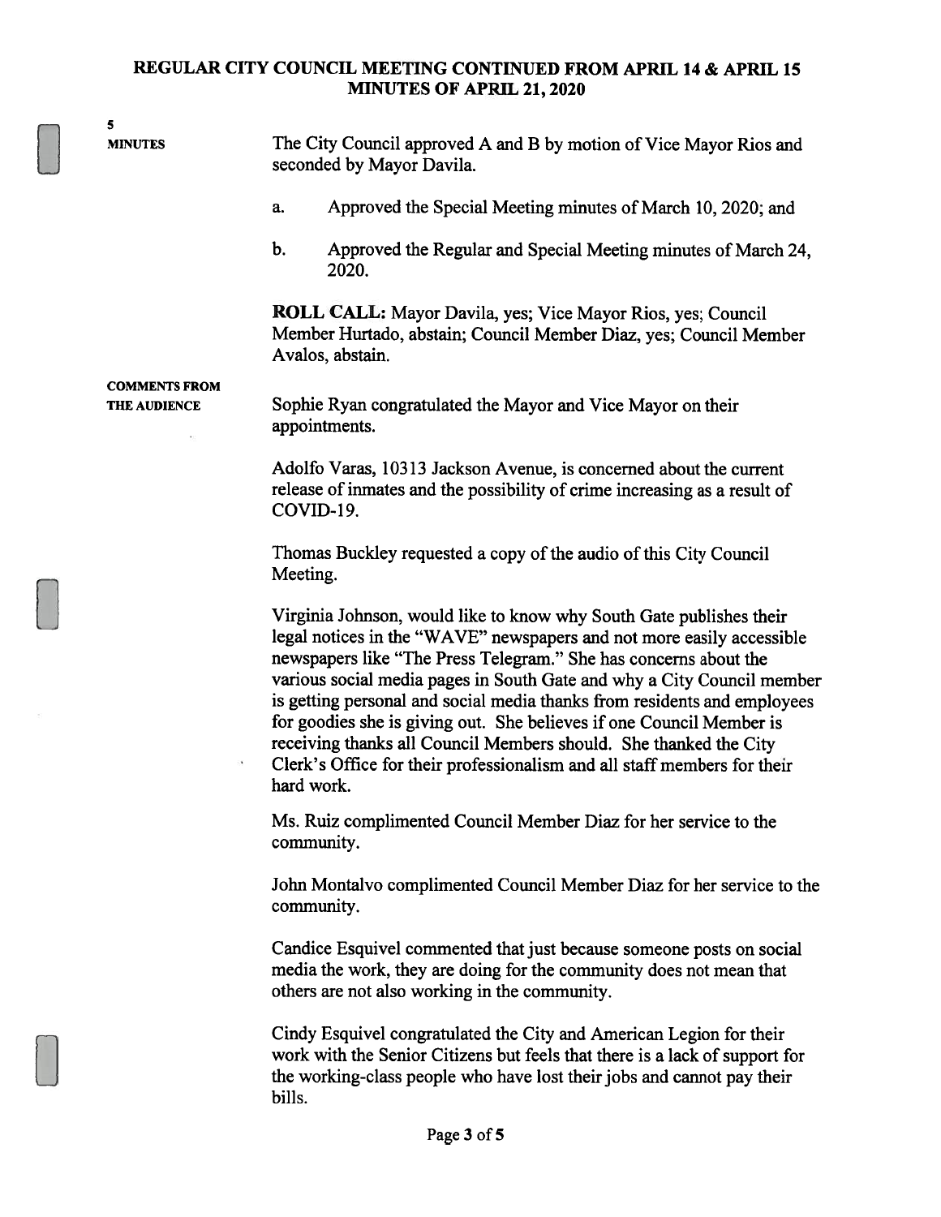**5**

**MINUTES**

The City Council approved A and B by motion of Vice Mayor Rios and seconded by Mayor Davila.

a. Approved the Special Meeting minutes of March 10, 2020; and

b. Approved the Regular and Special Meeting minutes of March 24, 2020.

**ROLL CALL:** Mayor Davila, yes; Vice Mayor Rios, yes; Council Member Hurtado, abstain; Council Member Diaz, yes; Council Member Avalos, abstain.

**COMMENTS FROM THE AUDIENCE**

Sophie Ryan congratulated the Mayor and Vice Mayor on their appointments.

Adolfo Varas, 10313 Jackson Avenue, is concerned about the current release of inmates and the possibility of crime increasing as a result of COVID-19.

Thomas Buckley requested a copy of the audio of this City Council Meeting.

Virginia Johnson, would like to know why South Gate publishes their legal notices in the "WAVE" newspapers and not more easily accessible newspapers like "The Press Telegram." She has concerns about the various social media pages in South Gate and why a City Council member is getting personal and social media thanks from residents and employees for goodies she is giving out. She believes if one Council Member is receiving thanks all Council Members should. She thanked the City Clerk's Office for their professionalism and all staff members for their hard work.

Ms. Ruiz complimented Council Member Diaz for her service to the community.

John Montalvo complimented Council Member Diaz for her service to the community.

Candice Esquivel commented that just because someone posts on social media the work, they are doing for the community does not mean that others are not also working in the community.

Cindy Esquivel congratulated the City and American Legion for their work with the Senior Citizens but feels that there is a lack of support for the working-class people who have lost their jobs and cannot pay their bills.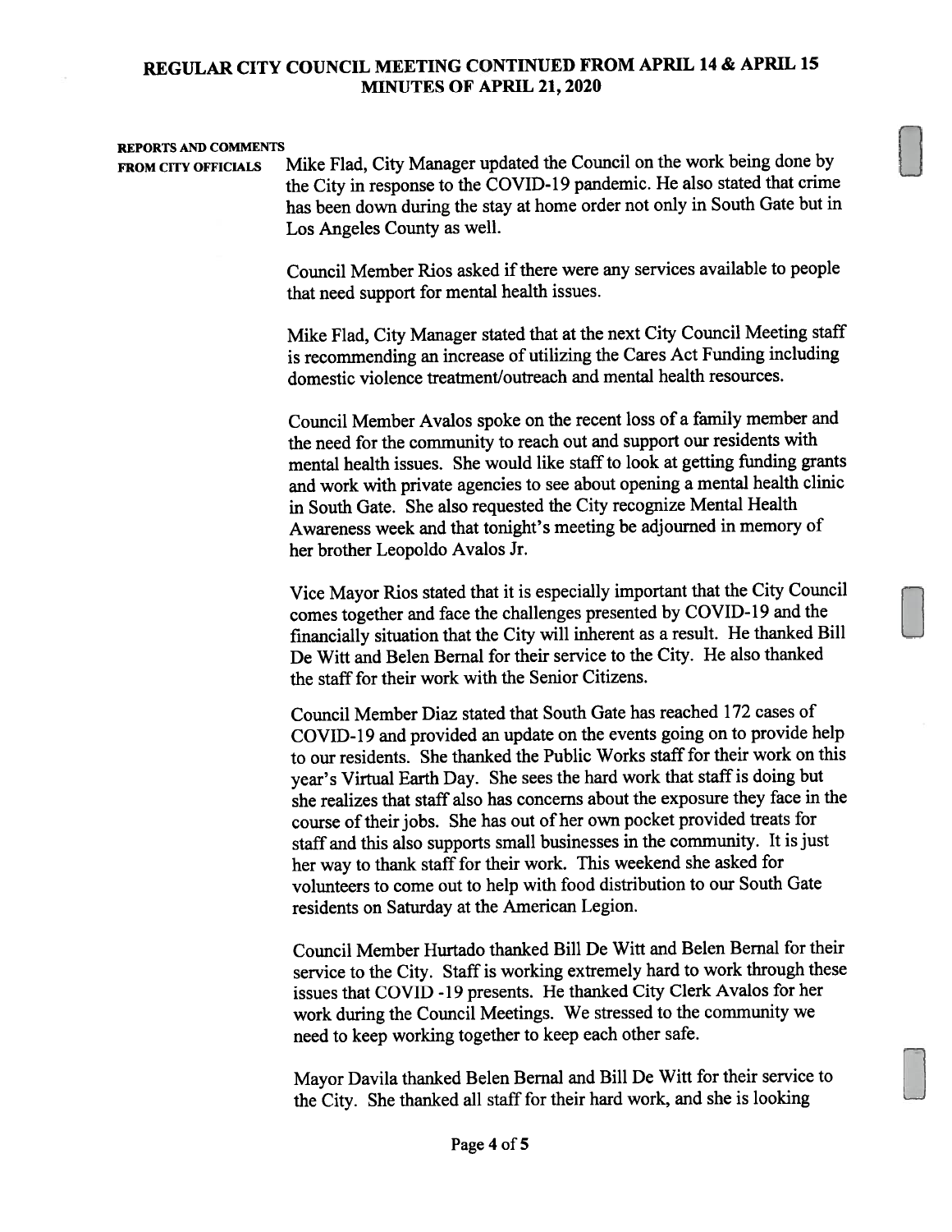**REPORTS AND COMMENTS FROM CITY OFFICIALS**

Mike Flad, City Manager updated the Council on the work being done by the City in response to the COVID-19 pandemic. He also stated that crime has been down during the stay at home order not only in South Gate but in Los Angeles County as well.

Council Member Rios asked if there were any services available to people that need support for mental health issues.

Mike Flad, City Manager stated that at the next City Council Meeting staff is recommending an increase of utilizing the Cares Act Funding including domestic violence treatment/outreach and mental health resources.

Council Member Avalos spoke on the recent loss of a family member and the need for the community to reach out and support our residents with mental health issues. She would like staff to look at getting funding grants and work with private agencies to see about opening a mental health clinic in South Gate. She also requested the City recognize Mental Health Awareness week and that tonight's meeting be adjourned in memory of her brother Leopoldo Avalos Jr.

Vice Mayor Rios stated that it is especially important that the City Council comes together and face the challenges presented by COVID-19 and the financially situation that the City will inherent as a result. He thanked Bill De Witt and Belen Bernal for their service to the City. He also thanked the staff for their work with the Senior Citizens.

Council Member Diaz stated that South Gate has reached 172 cases of COVID-19 and provided an update on the events going on to provide help to our residents. She thanked the Public Works staff for their work on this year's Virtual Earth Day. She sees the hard work that staff is doing but she realizes that staff also has concerns about the exposure they face in the course of their jobs. She has out of her own pocket provided treats for staff and this also supports small businesses in the community. It is just her way to thank staff for their work. This weekend she asked for volunteers to come out to help with food distribution to our South Gate residents on Saturday at the American Legion.

Council Member Hurtado thanked Bill De Witt and Belen Bernal for their service to the City. Staff is working extremely hard to work through these issues that COVID -19 presents. He thanked City Clerk Avalos for her work during the Council Meetings. We stressed to the community we need to keep working together to keep each other safe.

Mayor Davila thanked Belen Bernal and Bill De Witt for their service to the City. She thanked all staff for their hard work, and she is looking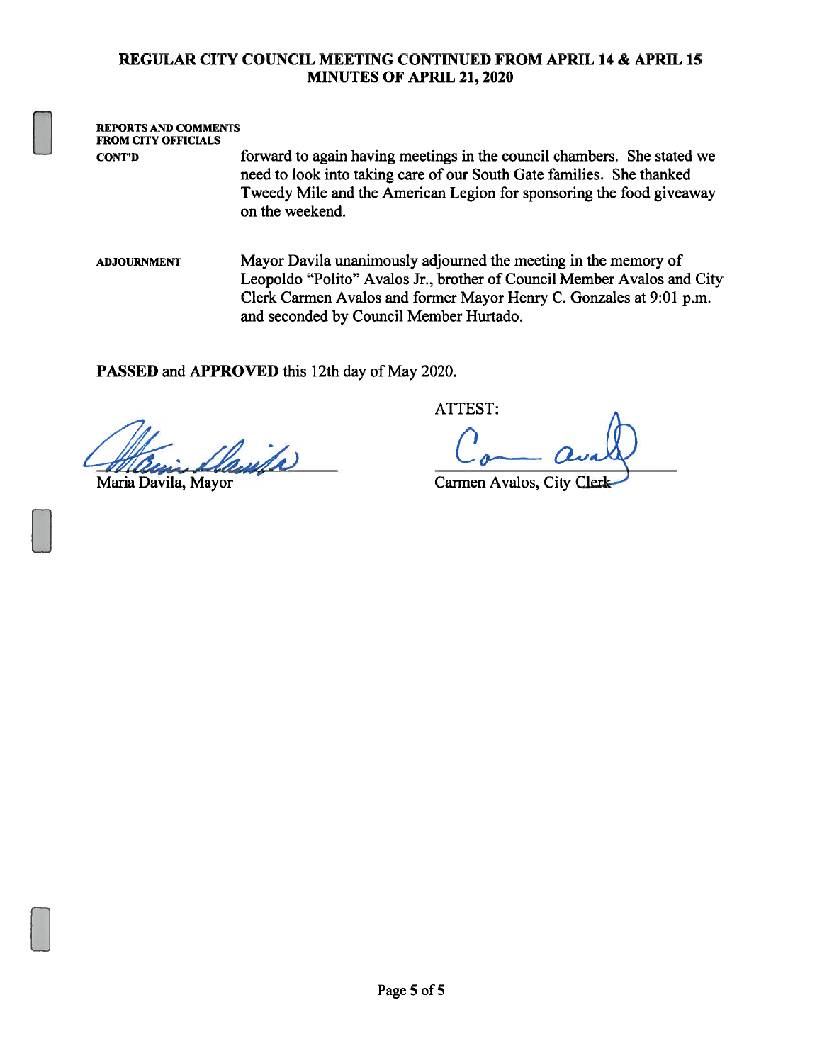**REPORTS AND COMMENTS FROM CITY OFFICIALS CONT'D**

forward to again having meetings in the council chambers. She stated we need to look into taking care of our South Gate families. She thanked Tweedy Mile and the American Legion for sponsoring the food giveaway on the weekend.

**ADJOURNMENT**

Mayor Davila unanimously adjourned the meeting in the memory of Leopoldo "Polito" Avalos Jr., brother of Council Member Avalos and City Clerk Carmen Avalos and former Mayor Henry C. Gonzales at 9:01 p.m. and seconded by Council Member Hurtado.

**PASSED** and **APPROVED** this 12th day of May 2020.

Maria Davila, Mayor

ATTEST:

Carmen Avalos, City Clerk